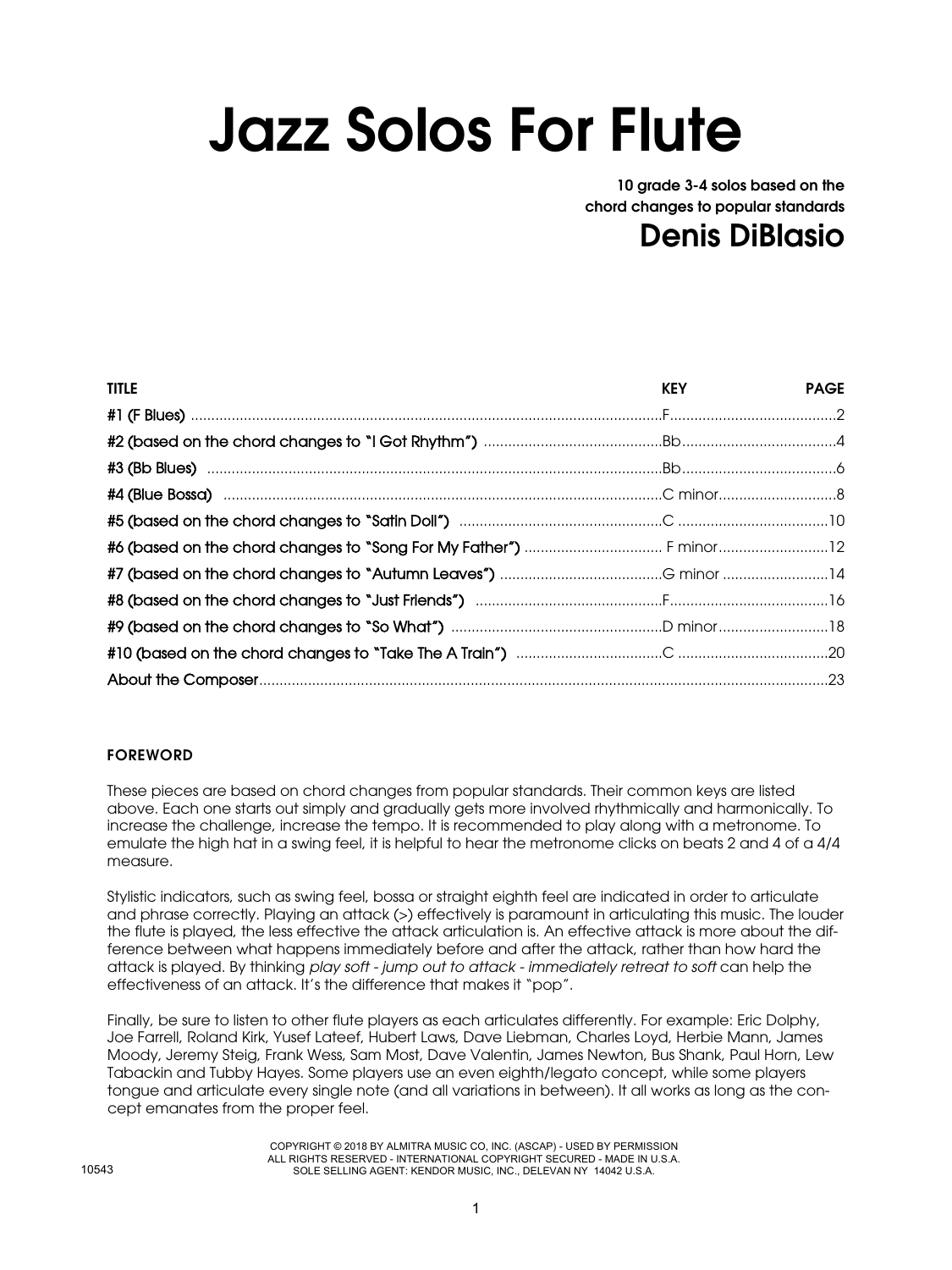# Jazz Solos For Flute

**10 grade 3-4 solos based on the chord changes to popular standards**

## Denis DiBlasio

| TITLE | KEY | PAGE |
|---|---|---|
| #1 (F Blues) | F | 2 |
| #2 (based on the chord changes to "I Got Rhythm") | Bb | 4 |
| #3 (Bb Blues) | Bb | 6 |
| #4 (Blue Bossa) | C minor | 8 |
| #5 (based on the chord changes to "Satin Doll") | C | 10 |
| #6 (based on the chord changes to "Song For My Father") | F minor | 12 |
| #7 (based on the chord changes to "Autumn Leaves") | G minor | 14 |
| #8 (based on the chord changes to "Just Friends") | F | 16 |
| #9 (based on the chord changes to "So What") | D minor | 18 |
| #10 (based on the chord changes to "Take The A Train") | C | 20 |
| About the Composer | | 23 |

### FOREWORD

These pieces are based on chord changes from popular standards. Their common keys are listed above. Each one starts out simply and gradually gets more involved rhythmically and harmonically. To increase the challenge, increase the tempo. It is recommended to play along with a metronome. To emulate the high hat in a swing feel, it is helpful to hear the metronome clicks on beats 2 and 4 of a 4/4 measure.

Stylistic indicators, such as swing feel, bossa or straight eighth feel are indicated in order to articulate and phrase correctly. Playing an attack (>) effectively is paramount in articulating this music. The louder the flute is played, the less effective the attack articulation is. An effective attack is more about the difference between what happens immediately before and after the attack, rather than how hard the attack is played. By thinking *play soft - jump out to attack - immediately retreat to soft* can help the effectiveness of an attack. It's the difference that makes it "pop".

Finally, be sure to listen to other flute players as each articulates differently. For example: Eric Dolphy, Joe Farrell, Roland Kirk, Yusef Lateef, Hubert Laws, Dave Liebman, Charles Loyd, Herbie Mann, James Moody, Jeremy Steig, Frank Wess, Sam Most, Dave Valentin, James Newton, Bus Shank, Paul Horn, Lew Tabackin and Tubby Hayes. Some players use an even eighth/legato concept, while some players tongue and articulate every single note (and all variations in between). It all works as long as the concept emanates from the proper feel.

COPYRIGHT © 2018 BY ALMITRA MUSIC CO, INC. (ASCAP) - USED BY PERMISSION
ALL RIGHTS RESERVED - INTERNATIONAL COPYRIGHT SECURED - MADE IN U.S.A.
SOLE SELLING AGENT: KENDOR MUSIC, INC., DELEVAN NY 14042 U.S.A.

10543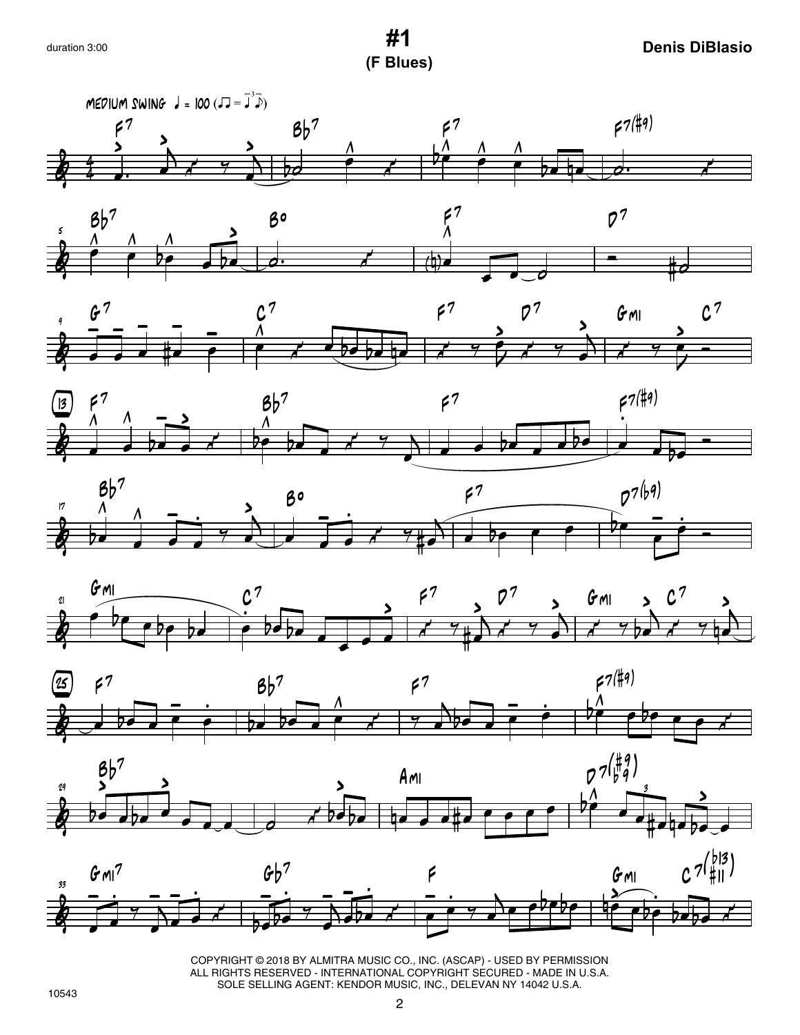duration 3:00

# #1
## (F Blues)

**Denis DiBlasio**

COPYRIGHT © 2018 BY ALMITRA MUSIC CO., INC. (ASCAP) - USED BY PERMISSION
ALL RIGHTS RESERVED - INTERNATIONAL COPYRIGHT SECURED - MADE IN U.S.A.
SOLE SELLING AGENT: KENDOR MUSIC, INC., DELEVAN NY 14042 U.S.A.

10543